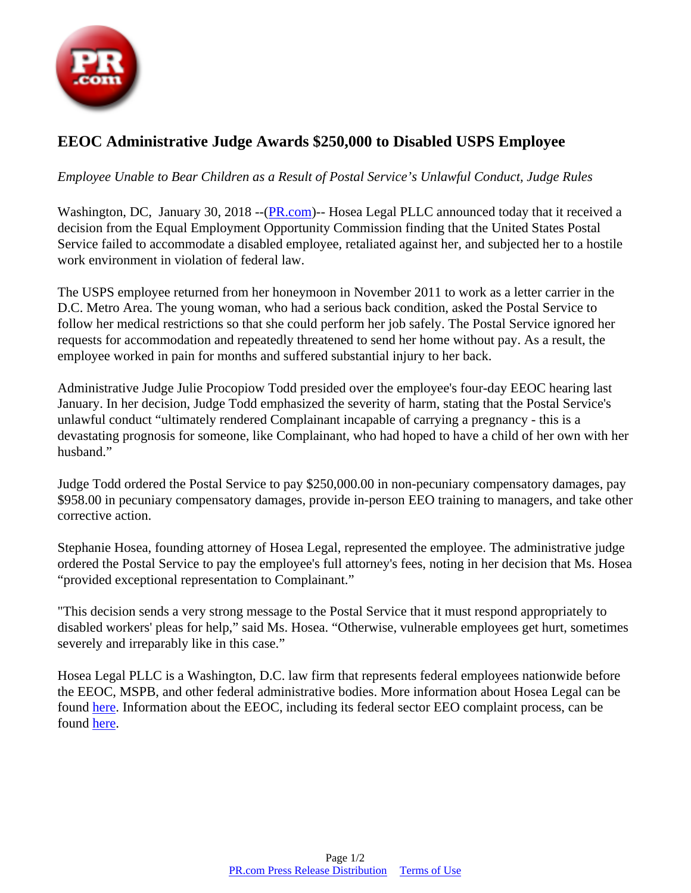# EEOC Administrative Judge Awards $250,000 to Disabled USPS Employee

*Employee Unable to Bear Children as a Result of Postal Service's Unlawful Conduct, Judge Rules*

Washington, DC, January 30, 2018 --(PR.com)-- Hosea Legal PLLC announced today that it received a decision from the Equal Employment Opportunity Commission finding that the United States Postal Service failed to accommodate a disabled employee, retaliated against her, and subjected her to a hostile work environment in violation of federal law.

The USPS employee returned from her honeymoon in November 2011 to work as a letter carrier in the D.C. Metro Area. The young woman, who had a serious back condition, asked the Postal Service to follow her medical restrictions so that she could perform her job safely. The Postal Service ignored her requests for accommodation and repeatedly threatened to send her home without pay. As a result, the employee worked in pain for months and suffered substantial injury to her back.

Administrative Judge Julie Procopiow Todd presided over the employee's four-day EEOC hearing last January. In her decision, Judge Todd emphasized the severity of harm, stating that the Postal Service's unlawful conduct "ultimately rendered Complainant incapable of carrying a pregnancy - this is a devastating prognosis for someone, like Complainant, who had hoped to have a child of her own with her husband."

Judge Todd ordered the Postal Service to pay $250,000.00 in non-pecuniary compensatory damages, pay $958.00 in pecuniary compensatory damages, provide in-person EEO training to managers, and take other corrective action.

Stephanie Hosea, founding attorney of Hosea Legal, represented the employee. The administrative judge ordered the Postal Service to pay the employee's full attorney's fees, noting in her decision that Ms. Hosea "provided exceptional representation to Complainant."

"This decision sends a very strong message to the Postal Service that it must respond appropriately to disabled workers' pleas for help," said Ms. Hosea. "Otherwise, vulnerable employees get hurt, sometimes severely and irreparably like in this case."

Hosea Legal PLLC is a Washington, D.C. law firm that represents federal employees nationwide before the EEOC, MSPB, and other federal administrative bodies. More information about Hosea Legal can be found here. Information about the EEOC, including its federal sector EEO complaint process, can be found here.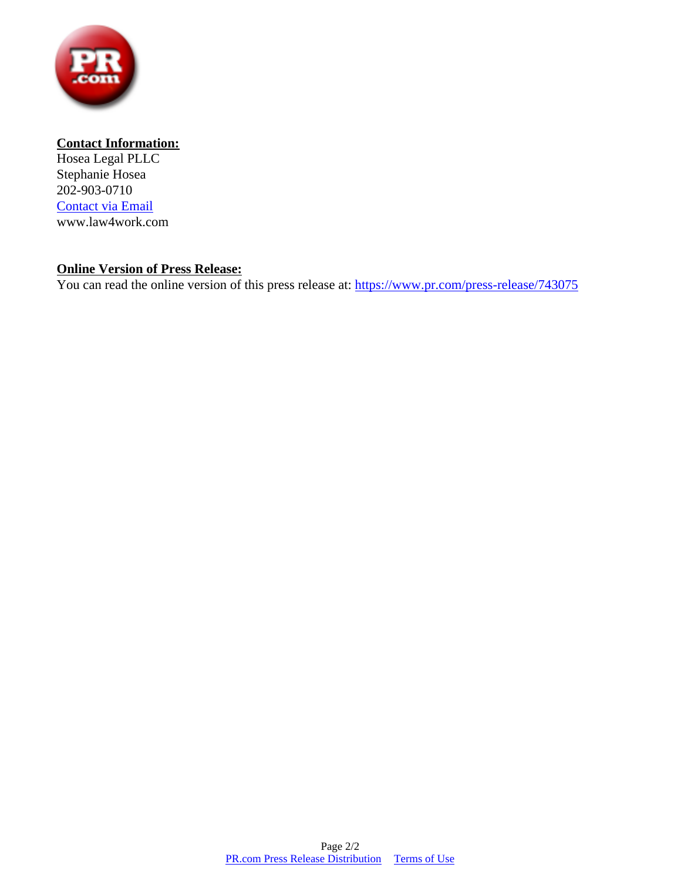**Contact Information:**
Hosea Legal PLLC
Stephanie Hosea
202-903-0710
Contact via Email
www.law4work.com

**Online Version of Press Release:**
You can read the online version of this press release at: https://www.pr.com/press-release/743075